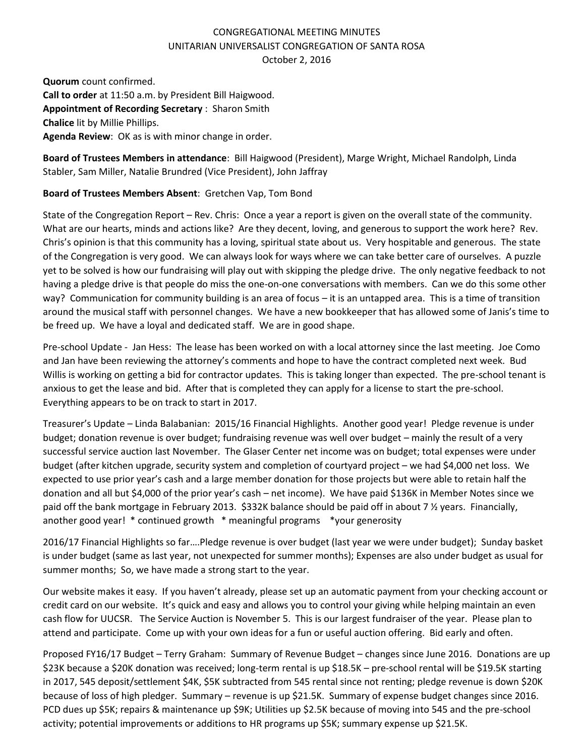# CONGREGATIONAL MEETING MINUTES
## UNITARIAN UNIVERSALIST CONGREGATION OF SANTA ROSA
### October 2, 2016

**Quorum** count confirmed.
**Call to order** at 11:50 a.m. by President Bill Haigwood.
**Appointment of Recording Secretary** : Sharon Smith
**Chalice** lit by Millie Phillips.
**Agenda Review**: OK as is with minor change in order.

**Board of Trustees Members in attendance**: Bill Haigwood (President), Marge Wright, Michael Randolph, Linda Stabler, Sam Miller, Natalie Brundred (Vice President), John Jaffray

**Board of Trustees Members Absent**: Gretchen Vap, Tom Bond

State of the Congregation Report – Rev. Chris: Once a year a report is given on the overall state of the community. What are our hearts, minds and actions like? Are they decent, loving, and generous to support the work here? Rev. Chris's opinion is that this community has a loving, spiritual state about us. Very hospitable and generous. The state of the Congregation is very good. We can always look for ways where we can take better care of ourselves. A puzzle yet to be solved is how our fundraising will play out with skipping the pledge drive. The only negative feedback to not having a pledge drive is that people do miss the one-on-one conversations with members. Can we do this some other way? Communication for community building is an area of focus – it is an untapped area. This is a time of transition around the musical staff with personnel changes. We have a new bookkeeper that has allowed some of Janis's time to be freed up. We have a loyal and dedicated staff. We are in good shape.

Pre-school Update - Jan Hess: The lease has been worked on with a local attorney since the last meeting. Joe Como and Jan have been reviewing the attorney's comments and hope to have the contract completed next week. Bud Willis is working on getting a bid for contractor updates. This is taking longer than expected. The pre-school tenant is anxious to get the lease and bid. After that is completed they can apply for a license to start the pre-school. Everything appears to be on track to start in 2017.

Treasurer's Update – Linda Balabanian: 2015/16 Financial Highlights. Another good year! Pledge revenue is under budget; donation revenue is over budget; fundraising revenue was well over budget – mainly the result of a very successful service auction last November. The Glaser Center net income was on budget; total expenses were under budget (after kitchen upgrade, security system and completion of courtyard project – we had $4,000 net loss. We expected to use prior year's cash and a large member donation for those projects but were able to retain half the donation and all but $4,000 of the prior year's cash – net income). We have paid $136K in Member Notes since we paid off the bank mortgage in February 2013. $332K balance should be paid off in about 7 ½ years. Financially, another good year! * continued growth * meaningful programs *your generosity

2016/17 Financial Highlights so far….Pledge revenue is over budget (last year we were under budget); Sunday basket is under budget (same as last year, not unexpected for summer months); Expenses are also under budget as usual for summer months; So, we have made a strong start to the year.

Our website makes it easy. If you haven't already, please set up an automatic payment from your checking account or credit card on our website. It's quick and easy and allows you to control your giving while helping maintain an even cash flow for UUCSR. The Service Auction is November 5. This is our largest fundraiser of the year. Please plan to attend and participate. Come up with your own ideas for a fun or useful auction offering. Bid early and often.

Proposed FY16/17 Budget – Terry Graham: Summary of Revenue Budget – changes since June 2016. Donations are up $23K because a $20K donation was received; long-term rental is up $18.5K – pre-school rental will be $19.5K starting in 2017, 545 deposit/settlement $4K, $5K subtracted from 545 rental since not renting; pledge revenue is down $20K because of loss of high pledger. Summary – revenue is up $21.5K. Summary of expense budget changes since 2016. PCD dues up $5K; repairs & maintenance up $9K; Utilities up $2.5K because of moving into 545 and the pre-school activity; potential improvements or additions to HR programs up $5K; summary expense up $21.5K.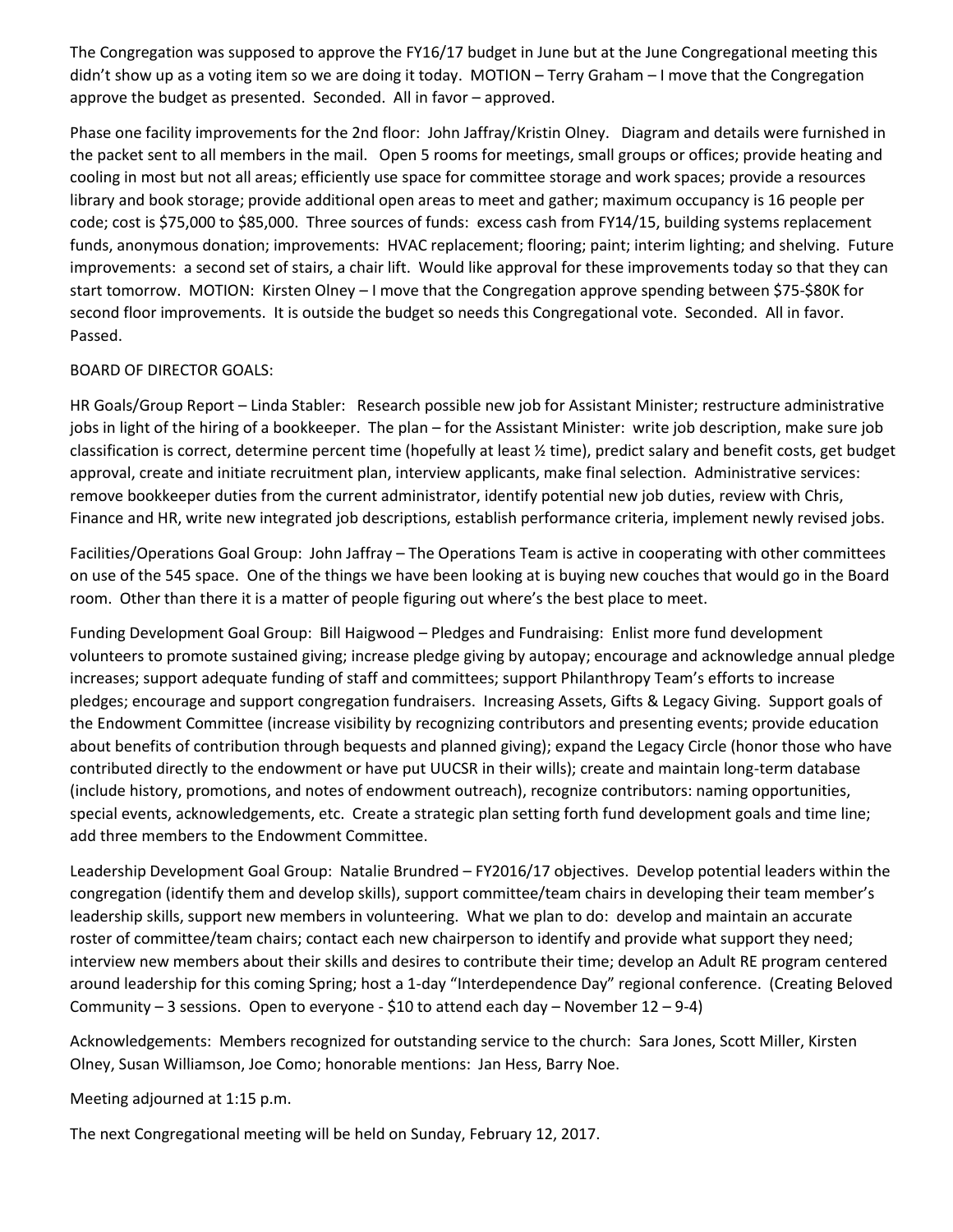The Congregation was supposed to approve the FY16/17 budget in June but at the June Congregational meeting this didn't show up as a voting item so we are doing it today. MOTION – Terry Graham – I move that the Congregation approve the budget as presented. Seconded. All in favor – approved.

Phase one facility improvements for the 2nd floor: John Jaffray/Kristin Olney. Diagram and details were furnished in the packet sent to all members in the mail. Open 5 rooms for meetings, small groups or offices; provide heating and cooling in most but not all areas; efficiently use space for committee storage and work spaces; provide a resources library and book storage; provide additional open areas to meet and gather; maximum occupancy is 16 people per code; cost is $75,000 to $85,000. Three sources of funds: excess cash from FY14/15, building systems replacement funds, anonymous donation; improvements: HVAC replacement; flooring; paint; interim lighting; and shelving. Future improvements: a second set of stairs, a chair lift. Would like approval for these improvements today so that they can start tomorrow. MOTION: Kirsten Olney – I move that the Congregation approve spending between $75-$80K for second floor improvements. It is outside the budget so needs this Congregational vote. Seconded. All in favor. Passed.

BOARD OF DIRECTOR GOALS:

HR Goals/Group Report – Linda Stabler: Research possible new job for Assistant Minister; restructure administrative jobs in light of the hiring of a bookkeeper. The plan – for the Assistant Minister: write job description, make sure job classification is correct, determine percent time (hopefully at least ½ time), predict salary and benefit costs, get budget approval, create and initiate recruitment plan, interview applicants, make final selection. Administrative services: remove bookkeeper duties from the current administrator, identify potential new job duties, review with Chris, Finance and HR, write new integrated job descriptions, establish performance criteria, implement newly revised jobs.

Facilities/Operations Goal Group: John Jaffray – The Operations Team is active in cooperating with other committees on use of the 545 space. One of the things we have been looking at is buying new couches that would go in the Board room. Other than there it is a matter of people figuring out where's the best place to meet.

Funding Development Goal Group: Bill Haigwood – Pledges and Fundraising: Enlist more fund development volunteers to promote sustained giving; increase pledge giving by autopay; encourage and acknowledge annual pledge increases; support adequate funding of staff and committees; support Philanthropy Team's efforts to increase pledges; encourage and support congregation fundraisers. Increasing Assets, Gifts & Legacy Giving. Support goals of the Endowment Committee (increase visibility by recognizing contributors and presenting events; provide education about benefits of contribution through bequests and planned giving); expand the Legacy Circle (honor those who have contributed directly to the endowment or have put UUCSR in their wills); create and maintain long-term database (include history, promotions, and notes of endowment outreach), recognize contributors: naming opportunities, special events, acknowledgements, etc. Create a strategic plan setting forth fund development goals and time line; add three members to the Endowment Committee.

Leadership Development Goal Group: Natalie Brundred – FY2016/17 objectives. Develop potential leaders within the congregation (identify them and develop skills), support committee/team chairs in developing their team member's leadership skills, support new members in volunteering. What we plan to do: develop and maintain an accurate roster of committee/team chairs; contact each new chairperson to identify and provide what support they need; interview new members about their skills and desires to contribute their time; develop an Adult RE program centered around leadership for this coming Spring; host a 1-day "Interdependence Day" regional conference. (Creating Beloved Community – 3 sessions. Open to everyone - $10 to attend each day – November 12 – 9-4)

Acknowledgements: Members recognized for outstanding service to the church: Sara Jones, Scott Miller, Kirsten Olney, Susan Williamson, Joe Como; honorable mentions: Jan Hess, Barry Noe.

Meeting adjourned at 1:15 p.m.

The next Congregational meeting will be held on Sunday, February 12, 2017.